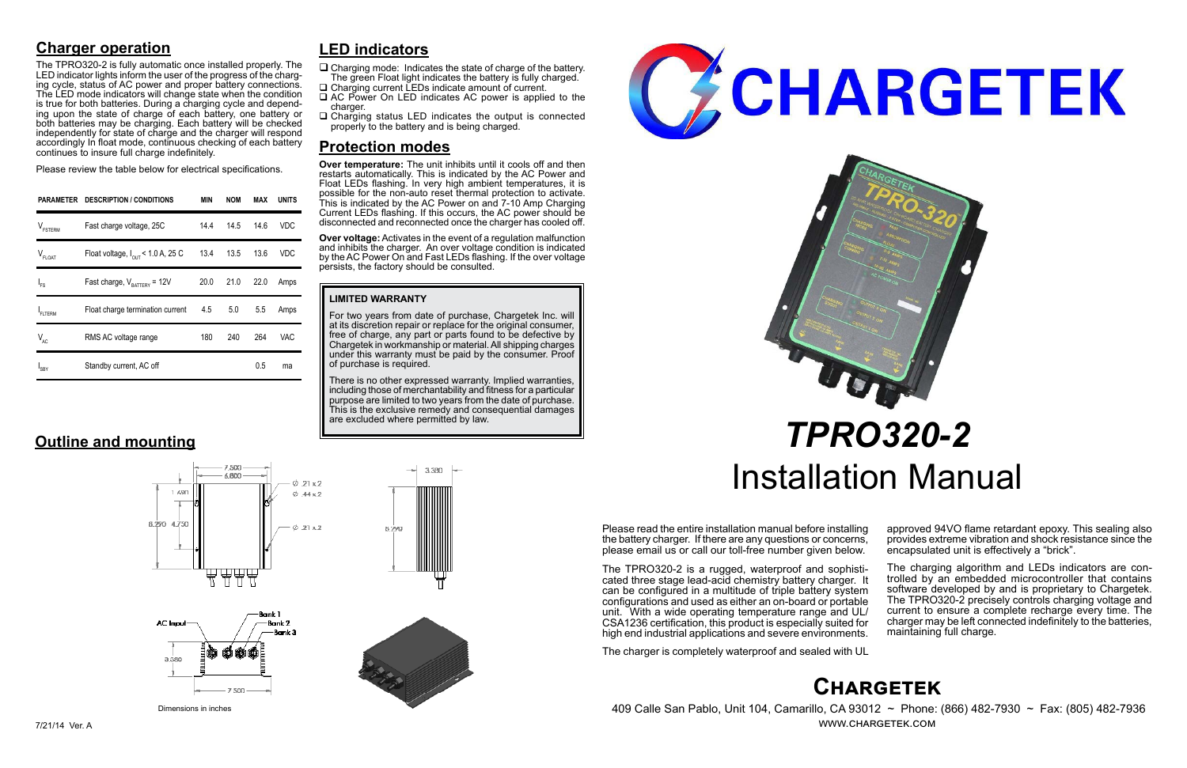# CHARGETEK

# *TPRO320-2*

# Installation Manual

Please read the entire installation manual before installing the battery charger. If there are any questions or concerns, please email us or call our toll-free number given below.

The TPRO320-2 is a rugged, waterproof and sophisticated three stage lead-acid chemistry battery charger. It can be configured in a multitude of triple battery system configurations and used as either an on-board or portable unit. With a wide operating temperature range and UL/CSA1236 certification, this product is especially suited for high end industrial applications and severe environments.

The charger is completely waterproof and sealed with UL approved 94VO flame retardant epoxy. This sealing also provides extreme vibration and shock resistance since the encapsulated unit is effectively a “brick”.

The charging algorithm and LEDs indicators are controlled by an embedded microcontroller that contains software developed by and is proprietary to Chargetek. The TPRO320-2 precisely controls charging voltage and current to ensure a complete recharge every time. The charger may be left connected indefinitely to the batteries, maintaining full charge.

## Charger operation

The TPRO320-2 is fully automatic once installed properly. The LED indicator lights inform the user of the progress of the charging cycle, status of AC power and proper battery connections. The LED mode indicators will change state when the condition is true for both batteries. During a charging cycle and depending upon the state of charge of each battery, one battery or both batteries may be charging. Each battery will be checked independently for state of charge and the charger will respond accordingly In float mode, continuous checking of each battery continues to insure full charge indefinitely.

Please review the table below for electrical specifications.

| PARAMETER | DESCRIPTION / CONDITIONS | MIN | NOM | MAX | UNITS |
|---|---|---|---|---|---|
| $V_{FSTERM}$ | Fast charge voltage, 25C | 14.4 | 14.5 | 14.6 | VDC |
| $V_{FLOAT}$ | Float voltage, $I_{OUT}$ < 1.0 A, 25 C | 13.4 | 13.5 | 13.6 | VDC |
| $I_{FS}$ | Fast charge, $V_{BATTERY}$ = 12V | 20.0 | 21.0 | 22.0 | Amps |
| $I_{FLTERM}$ | Float charge termination current | 4.5 | 5.0 | 5.5 | Amps |
| $V_{AC}$ | RMS AC voltage range | 180 | 240 | 264 | VAC |
| $I_{SBY}$ | Standby current, AC off | | | 0.5 | ma |

## LED indicators

- Charging mode: Indicates the state of charge of the battery. The green Float light indicates the battery is fully charged.
- Charging current LEDs indicate amount of current.
- AC Power On LED indicates AC power is applied to the charger.
- Charging status LED indicates the output is connected properly to the battery and is being charged.

## Protection modes

**Over temperature:** The unit inhibits until it cools off and then restarts automatically. This is indicated by the AC Power and Float LEDs flashing. In very high ambient temperatures, it is possible for the non-auto reset thermal protection to activate. This is indicated by the AC Power on and 7-10 Amp Charging Current LEDs flashing. If this occurs, the AC power should be disconnected and reconnected once the charger has cooled off.

**Over voltage:** Activates in the event of a regulation malfunction and inhibits the charger. An over voltage condition is indicated by the AC Power On and Fast LEDs flashing. If the over voltage persists, the factory should be consulted.

**LIMITED WARRANTY**

For two years from date of purchase, Chargetek Inc. will at its discretion repair or replace for the original consumer, free of charge, any part or parts found to be defective by Chargetek in workmanship or material. All shipping charges under this warranty must be paid by the consumer. Proof of purchase is required.

There is no other expressed warranty. Implied warranties, including those of merchantability and fitness for a particular purpose are limited to two years from the date of purchase. This is the exclusive remedy and consequential damages are excluded where permitted by law.

## Outline and mounting

7.500, 6.800, 1.490, 8.290, 4.750, Ø .21 x 2, Ø .44 x 2, Ø .21 x 2, 3.380, 8.290

AC Input, Bank 1, Bank 2, Bank 3, 3.380, 7.500

Dimensions in inches

7/21/14 Ver. A

## Chargetek

409 Calle San Pablo, Unit 104, Camarillo, CA 93012 ~ Phone: (866) 482-7930 ~ Fax: (805) 482-7936

WWW.CHARGETEK.COM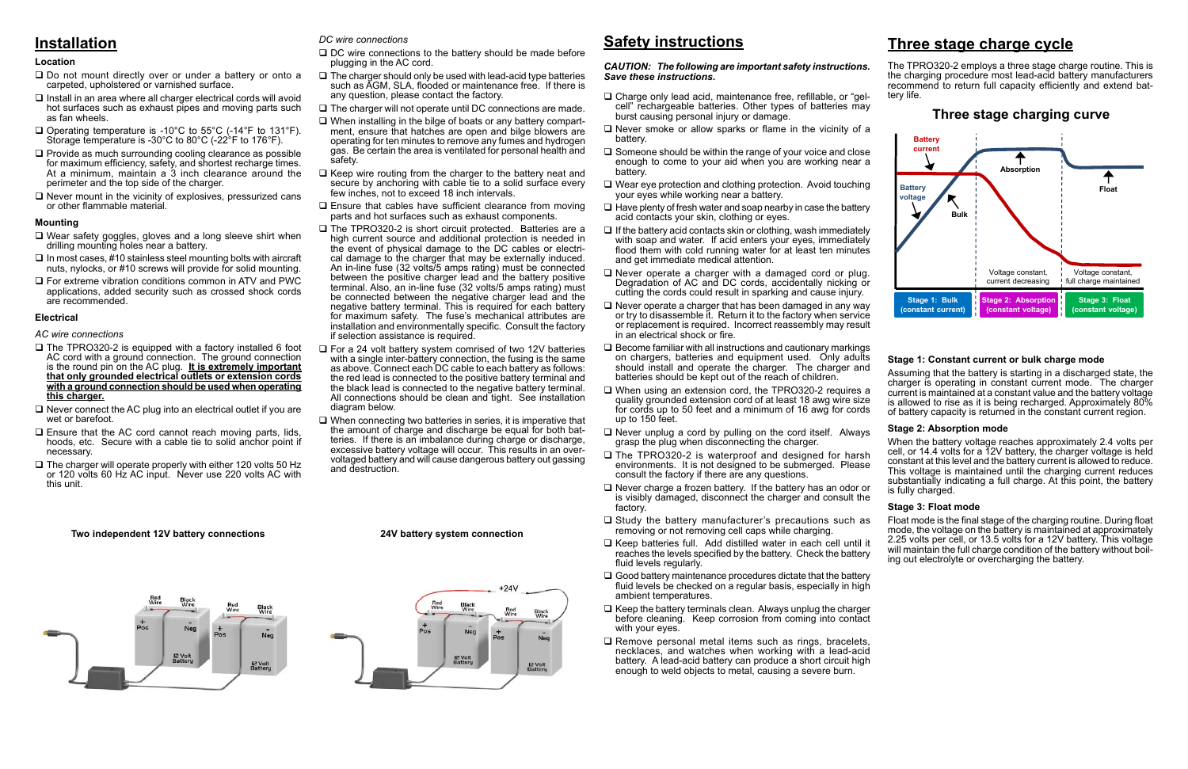## Installation

### Location

- ❑ Do not mount directly over or under a battery or onto a carpeted, upholstered or varnished surface.
- ❑ Install in an area where all charger electrical cords will avoid hot surfaces such as exhaust pipes and moving parts such as fan wheels.
- ❑ Operating temperature is -10°C to 55°C (-14°F to 131°F). Storage temperature is -30°C to 80°C (-22°F to 176°F).
- ❑ Provide as much surrounding cooling clearance as possible for maximum efficiency, safety, and shortest recharge times. At a minimum, maintain a 3 inch clearance around the perimeter and the top side of the charger.
- ❑ Never mount in the vicinity of explosives, pressurized cans or other flammable material.

### Mounting

- ❑ Wear safety goggles, gloves and a long sleeve shirt when drilling mounting holes near a battery.
- ❑ In most cases, #10 stainless steel mounting bolts with aircraft nuts, nylocks, or #10 screws will provide for solid mounting.
- ❑ For extreme vibration conditions common in ATV and PWC applications, added security such as crossed shock cords are recommended.

### Electrical

*AC wire connections*

- ❑ The TPRO320-2 is equipped with a factory installed 6 foot AC cord with a ground connection. The ground connection is the round pin on the AC plug. **It is extremely important that only grounded electrical outlets or extension cords with a ground connection should be used when operating this charger.**
- ❑ Never connect the AC plug into an electrical outlet if you are wet or barefoot.
- ❑ Ensure that the AC cord cannot reach moving parts, lids, hoods, etc. Secure with a cable tie to solid anchor point if necessary.
- ❑ The charger will operate properly with either 120 volts 50 Hz or 120 volts 60 Hz AC input. Never use 220 volts AC with this unit.

*DC wire connections*

- ❑ DC wire connections to the battery should be made before plugging in the AC cord.
- ❑ The charger should only be used with lead-acid type batteries such as AGM, SLA, flooded or maintenance free. If there is any question, please contact the factory.
- ❑ The charger will not operate until DC connections are made.
- ❑ When installing in the bilge of boats or any battery compartment, ensure that hatches are open and bilge blowers are operating for ten minutes to remove any fumes and hydrogen gas. Be certain the area is ventilated for personal health and safety.
- ❑ Keep wire routing from the charger to the battery neat and secure by anchoring with cable tie to a solid surface every few inches, not to exceed 18 inch intervals.
- ❑ Ensure that cables have sufficient clearance from moving parts and hot surfaces such as exhaust components.
- ❑ The TPRO320-2 is short circuit protected. Batteries are a high current source and additional protection is needed in the event of physical damage to the DC cables or electrical damage to the charger that may be externally induced. An in-line fuse (32 volts/5 amps rating) must be connected between the positive charger lead and the battery positive terminal. Also, an in-line fuse (32 volts/5 amps rating) must be connected between the negative charger lead and the negative battery terminal. This is required for each battery for maximum safety. The fuse's mechanical attributes are installation and environmentally specific. Consult the factory if selection assistance is required.
- ❑ For a 24 volt battery system comrised of two 12V batteries with a single inter-battery connection, the fusing is the same as above. Connect each DC cable to each battery as follows: the red lead is connected to the positive battery terminal and the black lead is connected to the negative battery terminal. All connections should be clean and tight. See installation diagram below.
- ❑ When connecting two batteries in series, it is imperative that the amount of charge and discharge be equal for both batteries. If there is an imbalance during charge or discharge, excessive battery voltage will occur. This results in an overvoltaged battery and will cause dangerous battery out gassing and destruction.

**Two independent 12V battery connections**

Red Wire
Black Wire
Pos
Neg
12 Volt Battery
Red Wire
Black Wire
Pos
Neg
12 Volt Battery

**24V battery system connection**

+24V
Red Wire
Black Wire
Pos
Neg
12 Volt Battery
Red Wire
Black Wire
Pos
Neg
12 Volt Battery

## Safety instructions

***CAUTION: The following are important safety instructions. Save these instructions.***

- ❑ Charge only lead acid, maintenance free, refillable, or "gel-cell" rechargeable batteries. Other types of batteries may burst causing personal injury or damage.
- ❑ Never smoke or allow sparks or flame in the vicinity of a battery.
- ❑ Someone should be within the range of your voice and close enough to come to your aid when you are working near a battery.
- ❑ Wear eye protection and clothing protection. Avoid touching your eyes while working near a battery.
- ❑ Have plenty of fresh water and soap nearby in case the battery acid contacts your skin, clothing or eyes.
- ❑ If the battery acid contacts skin or clothing, wash immediately with soap and water. If acid enters your eyes, immediately flood them with cold running water for at least ten minutes and get immediate medical attention.
- ❑ Never operate a charger with a damaged cord or plug. Degradation of AC and DC cords, accidentally nicking or cutting the cords could result in sparking and cause injury.
- ❑ Never operate a charger that has been damaged in any way or try to disassemble it. Return it to the factory when service or replacement is required. Incorrect reassembly may result in an electrical shock or fire.
- ❑ Become familiar with all instructions and cautionary markings on chargers, batteries and equipment used. Only adults should install and operate the charger. The charger and batteries should be kept out of the reach of children.
- ❑ When using an extension cord, the TPRO320-2 requires a quality grounded extension cord of at least 18 awg wire size for cords up to 50 feet and a minimum of 16 awg for cords up to 150 feet.
- ❑ Never unplug a cord by pulling on the cord itself. Always grasp the plug when disconnecting the charger.
- ❑ The TPRO320-2 is waterproof and designed for harsh environments. It is not designed to be submerged. Please consult the factory if there are any questions.
- ❑ Never charge a frozen battery. If the battery has an odor or is visibly damaged, disconnect the charger and consult the factory.
- ❑ Study the battery manufacturer's precautions such as removing or not removing cell caps while charging.
- ❑ Keep batteries full. Add distilled water in each cell until it reaches the levels specified by the battery. Check the battery fluid levels regularly.
- ❑ Good battery maintenance procedures dictate that the battery fluid levels be checked on a regular basis, especially in high ambient temperatures.
- ❑ Keep the battery terminals clean. Always unplug the charger before cleaning. Keep corrosion from coming into contact with your eyes.
- ❑ Remove personal metal items such as rings, bracelets, necklaces, and watches when working with a lead-acid battery. A lead-acid battery can produce a short circuit high enough to weld objects to metal, causing a severe burn.

## Three stage charge cycle

The TPRO320-2 employs a three stage charge routine. This is the charging procedure most lead-acid battery manufacturers recommend to return full capacity efficiently and extend battery life.

### Three stage charging curve

Battery current
Battery voltage
Bulk
Absorption
Float
Voltage constant, current decreasing
Voltage constant, full charge maintained
Stage 1: Bulk (constant current)
Stage 2: Absorption (constant voltage)
Stage 3: Float (constant voltage)

#### Stage 1: Constant current or bulk charge mode

Assuming that the battery is starting in a discharged state, the charger is operating in constant current mode. The charger current is maintained at a constant value and the battery voltage is allowed to rise as it is being recharged. Approximately 80% of battery capacity is returned in the constant current region.

#### Stage 2: Absorption mode

When the battery voltage reaches approximately 2.4 volts per cell, or 14.4 volts for a 12V battery, the charger voltage is held constant at this level and the battery current is allowed to reduce. This voltage is maintained until the charging current reduces substantially indicating a full charge. At this point, the battery is fully charged.

#### Stage 3: Float mode

Float mode is the final stage of the charging routine. During float mode, the voltage on the battery is maintained at approximately 2.25 volts per cell, or 13.5 volts for a 12V battery. This voltage will maintain the full charge condition of the battery without boiling out electrolyte or overcharging the battery.